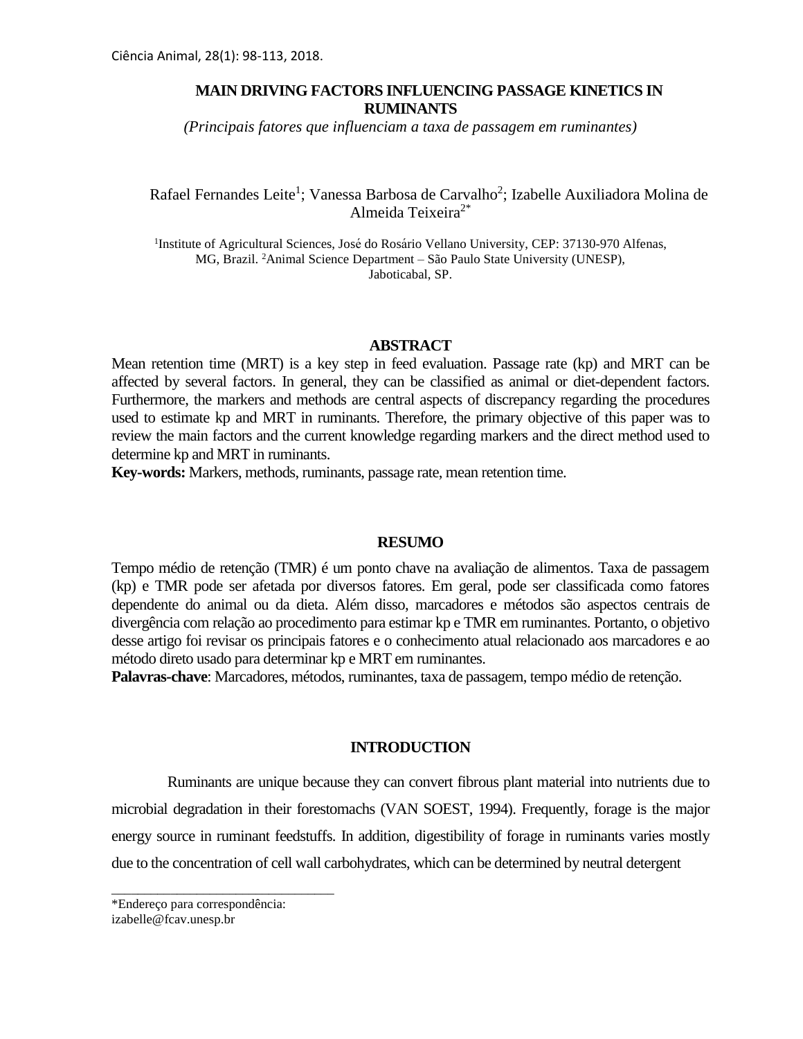# MAIN DRIVING FACTORS INFLUENCING PASSAGE KINETICS IN RUMINANTS

*(Principais fatores que influenciam a taxa de passagem em ruminantes)*

Rafael Fernandes Leite[1]; Vanessa Barbosa de Carvalho[2]; Izabelle Auxiliadora Molina de Almeida Teixeira[2*]

[1]Institute of Agricultural Sciences, José do Rosário Vellano University, CEP: 37130-970 Alfenas, MG, Brazil. [2]Animal Science Department – São Paulo State University (UNESP), Jaboticabal, SP.

## ABSTRACT

Mean retention time (MRT) is a key step in feed evaluation. Passage rate (kp) and MRT can be affected by several factors. In general, they can be classified as animal or diet-dependent factors. Furthermore, the markers and methods are central aspects of discrepancy regarding the procedures used to estimate kp and MRT in ruminants. Therefore, the primary objective of this paper was to review the main factors and the current knowledge regarding markers and the direct method used to determine kp and MRT in ruminants.

**Key-words:** Markers, methods, ruminants, passage rate, mean retention time.

## RESUMO

Tempo médio de retenção (TMR) é um ponto chave na avaliação de alimentos. Taxa de passagem (kp) e TMR pode ser afetada por diversos fatores. Em geral, pode ser classificada como fatores dependente do animal ou da dieta. Além disso, marcadores e métodos são aspectos centrais de divergência com relação ao procedimento para estimar kp e TMR em ruminantes. Portanto, o objetivo desse artigo foi revisar os principais fatores e o conhecimento atual relacionado aos marcadores e ao método direto usado para determinar kp e MRT em ruminantes.

**Palavras-chave**: Marcadores, métodos, ruminantes, taxa de passagem, tempo médio de retenção.

## INTRODUCTION

Ruminants are unique because they can convert fibrous plant material into nutrients due to microbial degradation in their forestomachs (VAN SOEST, 1994). Frequently, forage is the major energy source in ruminant feedstuffs. In addition, digestibility of forage in ruminants varies mostly due to the concentration of cell wall carbohydrates, which can be determined by neutral detergent

*Endereço para correspondência:
izabelle@fcav.unesp.br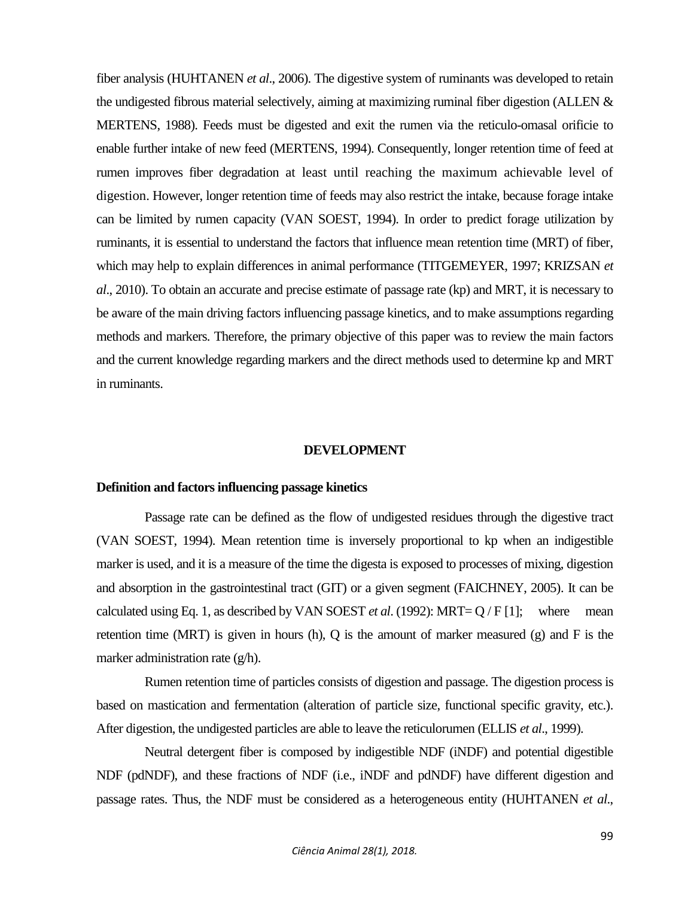fiber analysis (HUHTANEN *et al*., 2006). The digestive system of ruminants was developed to retain the undigested fibrous material selectively, aiming at maximizing ruminal fiber digestion (ALLEN & MERTENS, 1988). Feeds must be digested and exit the rumen via the reticulo-omasal orificie to enable further intake of new feed (MERTENS, 1994). Consequently, longer retention time of feed at rumen improves fiber degradation at least until reaching the maximum achievable level of digestion. However, longer retention time of feeds may also restrict the intake, because forage intake can be limited by rumen capacity (VAN SOEST, 1994). In order to predict forage utilization by ruminants, it is essential to understand the factors that influence mean retention time (MRT) of fiber, which may help to explain differences in animal performance (TITGEMEYER, 1997; KRIZSAN *et al*., 2010). To obtain an accurate and precise estimate of passage rate (kp) and MRT, it is necessary to be aware of the main driving factors influencing passage kinetics, and to make assumptions regarding methods and markers. Therefore, the primary objective of this paper was to review the main factors and the current knowledge regarding markers and the direct methods used to determine kp and MRT in ruminants.

## DEVELOPMENT

### Definition and factors influencing passage kinetics

Passage rate can be defined as the flow of undigested residues through the digestive tract (VAN SOEST, 1994). Mean retention time is inversely proportional to kp when an indigestible marker is used, and it is a measure of the time the digesta is exposed to processes of mixing, digestion and absorption in the gastrointestinal tract (GIT) or a given segment (FAICHNEY, 2005). It can be calculated using Eq. 1, as described by VAN SOEST *et al*. (1992): $MRT = Q / F$ [1]; where mean retention time (MRT) is given in hours (h), Q is the amount of marker measured (g) and F is the marker administration rate (g/h).

Rumen retention time of particles consists of digestion and passage. The digestion process is based on mastication and fermentation (alteration of particle size, functional specific gravity, etc.). After digestion, the undigested particles are able to leave the reticulorumen (ELLIS *et al*., 1999).

Neutral detergent fiber is composed by indigestible NDF (iNDF) and potential digestible NDF (pdNDF), and these fractions of NDF (i.e., iNDF and pdNDF) have different digestion and passage rates. Thus, the NDF must be considered as a heterogeneous entity (HUHTANEN *et al*.,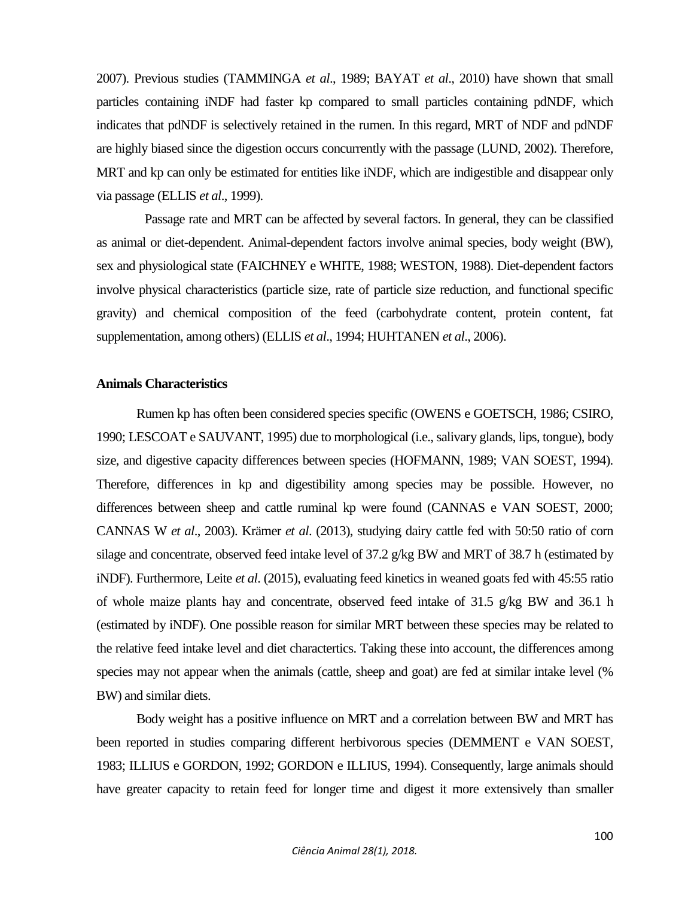2007). Previous studies (TAMMINGA *et al*., 1989; BAYAT *et al*., 2010) have shown that small particles containing iNDF had faster kp compared to small particles containing pdNDF, which indicates that pdNDF is selectively retained in the rumen. In this regard, MRT of NDF and pdNDF are highly biased since the digestion occurs concurrently with the passage (LUND, 2002). Therefore, MRT and kp can only be estimated for entities like iNDF, which are indigestible and disappear only via passage (ELLIS *et al*., 1999).

Passage rate and MRT can be affected by several factors. In general, they can be classified as animal or diet-dependent. Animal-dependent factors involve animal species, body weight (BW), sex and physiological state (FAICHNEY e WHITE, 1988; WESTON, 1988). Diet-dependent factors involve physical characteristics (particle size, rate of particle size reduction, and functional specific gravity) and chemical composition of the feed (carbohydrate content, protein content, fat supplementation, among others) (ELLIS *et al*., 1994; HUHTANEN *et al*., 2006).

**Animals Characteristics**

Rumen kp has often been considered species specific (OWENS e GOETSCH, 1986; CSIRO, 1990; LESCOAT e SAUVANT, 1995) due to morphological (i.e., salivary glands, lips, tongue), body size, and digestive capacity differences between species (HOFMANN, 1989; VAN SOEST, 1994). Therefore, differences in kp and digestibility among species may be possible. However, no differences between sheep and cattle ruminal kp were found (CANNAS e VAN SOEST, 2000; CANNAS W *et al*., 2003). Krämer *et al*. (2013), studying dairy cattle fed with 50:50 ratio of corn silage and concentrate, observed feed intake level of 37.2 g/kg BW and MRT of 38.7 h (estimated by iNDF). Furthermore, Leite *et al*. (2015), evaluating feed kinetics in weaned goats fed with 45:55 ratio of whole maize plants hay and concentrate, observed feed intake of 31.5 g/kg BW and 36.1 h (estimated by iNDF). One possible reason for similar MRT between these species may be related to the relative feed intake level and diet charactertics. Taking these into account, the differences among species may not appear when the animals (cattle, sheep and goat) are fed at similar intake level (% BW) and similar diets.

Body weight has a positive influence on MRT and a correlation between BW and MRT has been reported in studies comparing different herbivorous species (DEMMENT e VAN SOEST, 1983; ILLIUS e GORDON, 1992; GORDON e ILLIUS, 1994). Consequently, large animals should have greater capacity to retain feed for longer time and digest it more extensively than smaller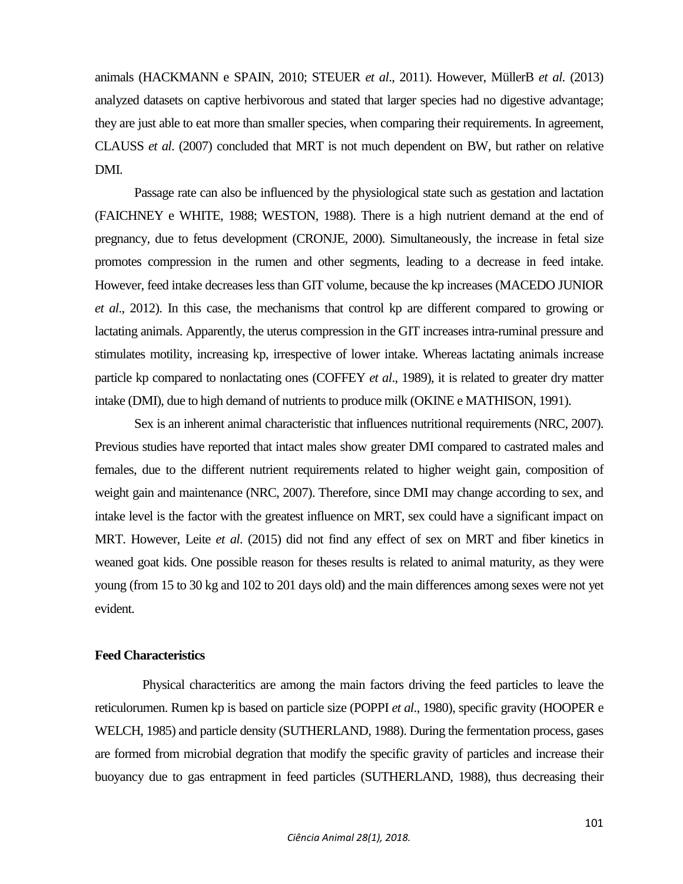animals (HACKMANN e SPAIN, 2010; STEUER *et al*., 2011). However, MüllerB *et al*. (2013) analyzed datasets on captive herbivorous and stated that larger species had no digestive advantage; they are just able to eat more than smaller species, when comparing their requirements. In agreement, CLAUSS *et al*. (2007) concluded that MRT is not much dependent on BW, but rather on relative DMI.

Passage rate can also be influenced by the physiological state such as gestation and lactation (FAICHNEY e WHITE, 1988; WESTON, 1988). There is a high nutrient demand at the end of pregnancy, due to fetus development (CRONJE, 2000). Simultaneously, the increase in fetal size promotes compression in the rumen and other segments, leading to a decrease in feed intake. However, feed intake decreases less than GIT volume, because the kp increases (MACEDO JUNIOR *et al*., 2012). In this case, the mechanisms that control kp are different compared to growing or lactating animals. Apparently, the uterus compression in the GIT increases intra-ruminal pressure and stimulates motility, increasing kp, irrespective of lower intake. Whereas lactating animals increase particle kp compared to nonlactating ones (COFFEY *et al*., 1989), it is related to greater dry matter intake (DMI), due to high demand of nutrients to produce milk (OKINE e MATHISON, 1991).

Sex is an inherent animal characteristic that influences nutritional requirements (NRC, 2007). Previous studies have reported that intact males show greater DMI compared to castrated males and females, due to the different nutrient requirements related to higher weight gain, composition of weight gain and maintenance (NRC, 2007). Therefore, since DMI may change according to sex, and intake level is the factor with the greatest influence on MRT, sex could have a significant impact on MRT. However, Leite *et al*. (2015) did not find any effect of sex on MRT and fiber kinetics in weaned goat kids. One possible reason for theses results is related to animal maturity, as they were young (from 15 to 30 kg and 102 to 201 days old) and the main differences among sexes were not yet evident.

**Feed Characteristics**

Physical characteritics are among the main factors driving the feed particles to leave the reticulorumen. Rumen kp is based on particle size (POPPI *et al*., 1980), specific gravity (HOOPER e WELCH, 1985) and particle density (SUTHERLAND, 1988). During the fermentation process, gases are formed from microbial degration that modify the specific gravity of particles and increase their buoyancy due to gas entrapment in feed particles (SUTHERLAND, 1988), thus decreasing their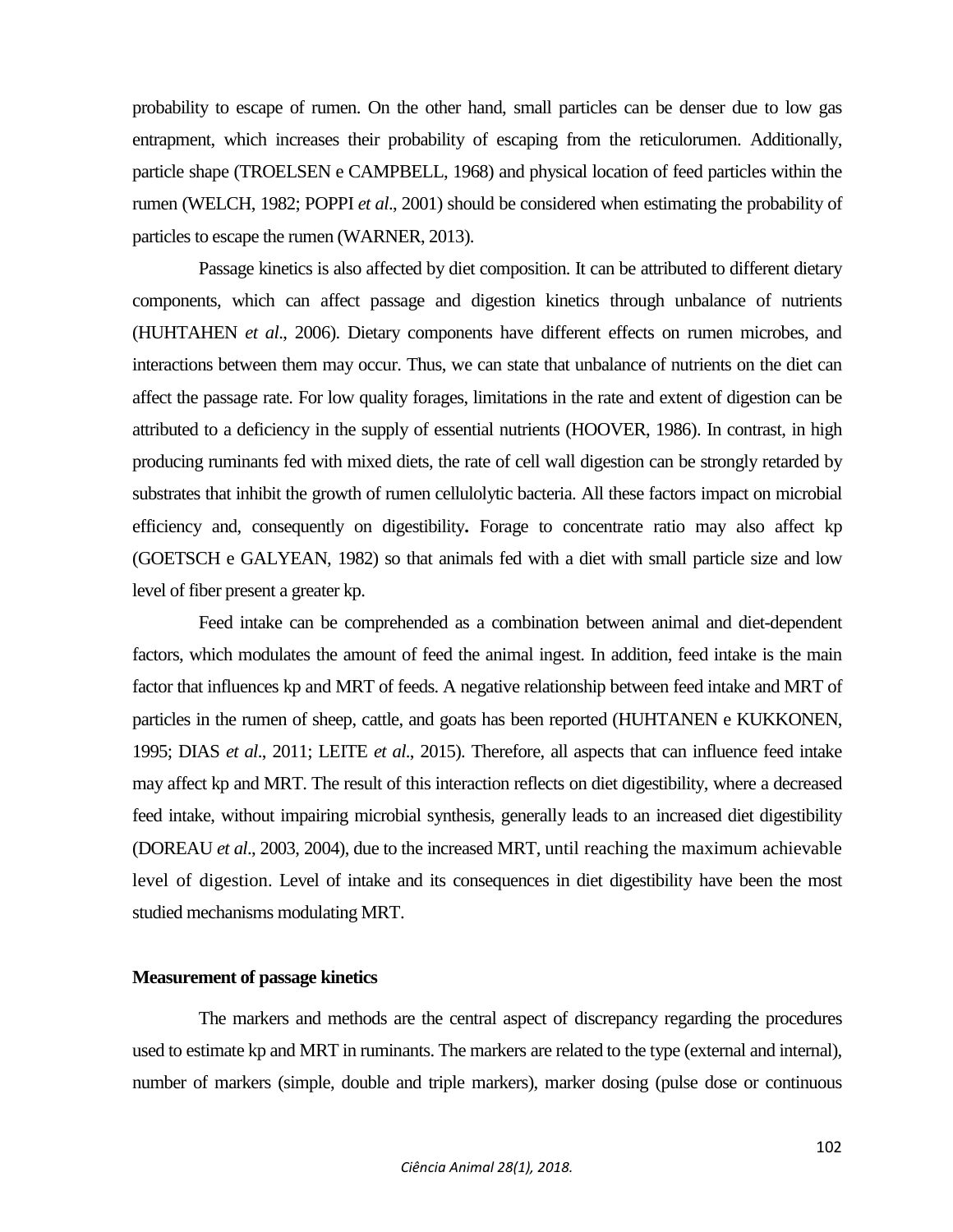probability to escape of rumen. On the other hand, small particles can be denser due to low gas entrapment, which increases their probability of escaping from the reticulorumen. Additionally, particle shape (TROELSEN e CAMPBELL, 1968) and physical location of feed particles within the rumen (WELCH, 1982; POPPI *et al*., 2001) should be considered when estimating the probability of particles to escape the rumen (WARNER, 2013).

Passage kinetics is also affected by diet composition. It can be attributed to different dietary components, which can affect passage and digestion kinetics through unbalance of nutrients (HUHTAHEN *et al*., 2006). Dietary components have different effects on rumen microbes, and interactions between them may occur. Thus, we can state that unbalance of nutrients on the diet can affect the passage rate. For low quality forages, limitations in the rate and extent of digestion can be attributed to a deficiency in the supply of essential nutrients (HOOVER, 1986). In contrast, in high producing ruminants fed with mixed diets, the rate of cell wall digestion can be strongly retarded by substrates that inhibit the growth of rumen cellulolytic bacteria. All these factors impact on microbial efficiency and, consequently on digestibility**.** Forage to concentrate ratio may also affect kp (GOETSCH e GALYEAN, 1982) so that animals fed with a diet with small particle size and low level of fiber present a greater kp.

Feed intake can be comprehended as a combination between animal and diet-dependent factors, which modulates the amount of feed the animal ingest. In addition, feed intake is the main factor that influences kp and MRT of feeds. A negative relationship between feed intake and MRT of particles in the rumen of sheep, cattle, and goats has been reported (HUHTANEN e KUKKONEN, 1995; DIAS *et al*., 2011; LEITE *et al*., 2015). Therefore, all aspects that can influence feed intake may affect kp and MRT. The result of this interaction reflects on diet digestibility, where a decreased feed intake, without impairing microbial synthesis, generally leads to an increased diet digestibility (DOREAU *et al*., 2003, 2004), due to the increased MRT, until reaching the maximum achievable level of digestion. Level of intake and its consequences in diet digestibility have been the most studied mechanisms modulating MRT.

**Measurement of passage kinetics**

The markers and methods are the central aspect of discrepancy regarding the procedures used to estimate kp and MRT in ruminants. The markers are related to the type (external and internal), number of markers (simple, double and triple markers), marker dosing (pulse dose or continuous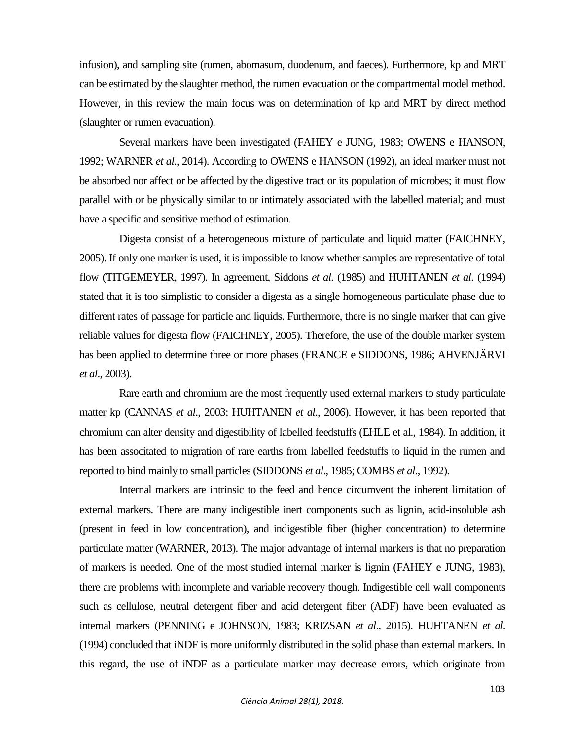infusion), and sampling site (rumen, abomasum, duodenum, and faeces). Furthermore, kp and MRT can be estimated by the slaughter method, the rumen evacuation or the compartmental model method. However, in this review the main focus was on determination of kp and MRT by direct method (slaughter or rumen evacuation).

Several markers have been investigated (FAHEY e JUNG, 1983; OWENS e HANSON, 1992; WARNER *et al*., 2014). According to OWENS e HANSON (1992), an ideal marker must not be absorbed nor affect or be affected by the digestive tract or its population of microbes; it must flow parallel with or be physically similar to or intimately associated with the labelled material; and must have a specific and sensitive method of estimation.

Digesta consist of a heterogeneous mixture of particulate and liquid matter (FAICHNEY, 2005). If only one marker is used, it is impossible to know whether samples are representative of total flow (TITGEMEYER, 1997). In agreement, Siddons *et al*. (1985) and HUHTANEN *et al*. (1994) stated that it is too simplistic to consider a digesta as a single homogeneous particulate phase due to different rates of passage for particle and liquids. Furthermore, there is no single marker that can give reliable values for digesta flow (FAICHNEY, 2005). Therefore, the use of the double marker system has been applied to determine three or more phases (FRANCE e SIDDONS, 1986; AHVENJÄRVI *et al*., 2003).

Rare earth and chromium are the most frequently used external markers to study particulate matter kp (CANNAS *et al*., 2003; HUHTANEN *et al*., 2006). However, it has been reported that chromium can alter density and digestibility of labelled feedstuffs (EHLE et al., 1984). In addition, it has been associtated to migration of rare earths from labelled feedstuffs to liquid in the rumen and reported to bind mainly to small particles (SIDDONS *et al*., 1985; COMBS *et al*., 1992).

Internal markers are intrinsic to the feed and hence circumvent the inherent limitation of external markers. There are many indigestible inert components such as lignin, acid-insoluble ash (present in feed in low concentration), and indigestible fiber (higher concentration) to determine particulate matter (WARNER, 2013). The major advantage of internal markers is that no preparation of markers is needed. One of the most studied internal marker is lignin (FAHEY e JUNG, 1983), there are problems with incomplete and variable recovery though. Indigestible cell wall components such as cellulose, neutral detergent fiber and acid detergent fiber (ADF) have been evaluated as internal markers (PENNING e JOHNSON, 1983; KRIZSAN *et al*., 2015). HUHTANEN *et al*. (1994) concluded that iNDF is more uniformly distributed in the solid phase than external markers. In this regard, the use of iNDF as a particulate marker may decrease errors, which originate from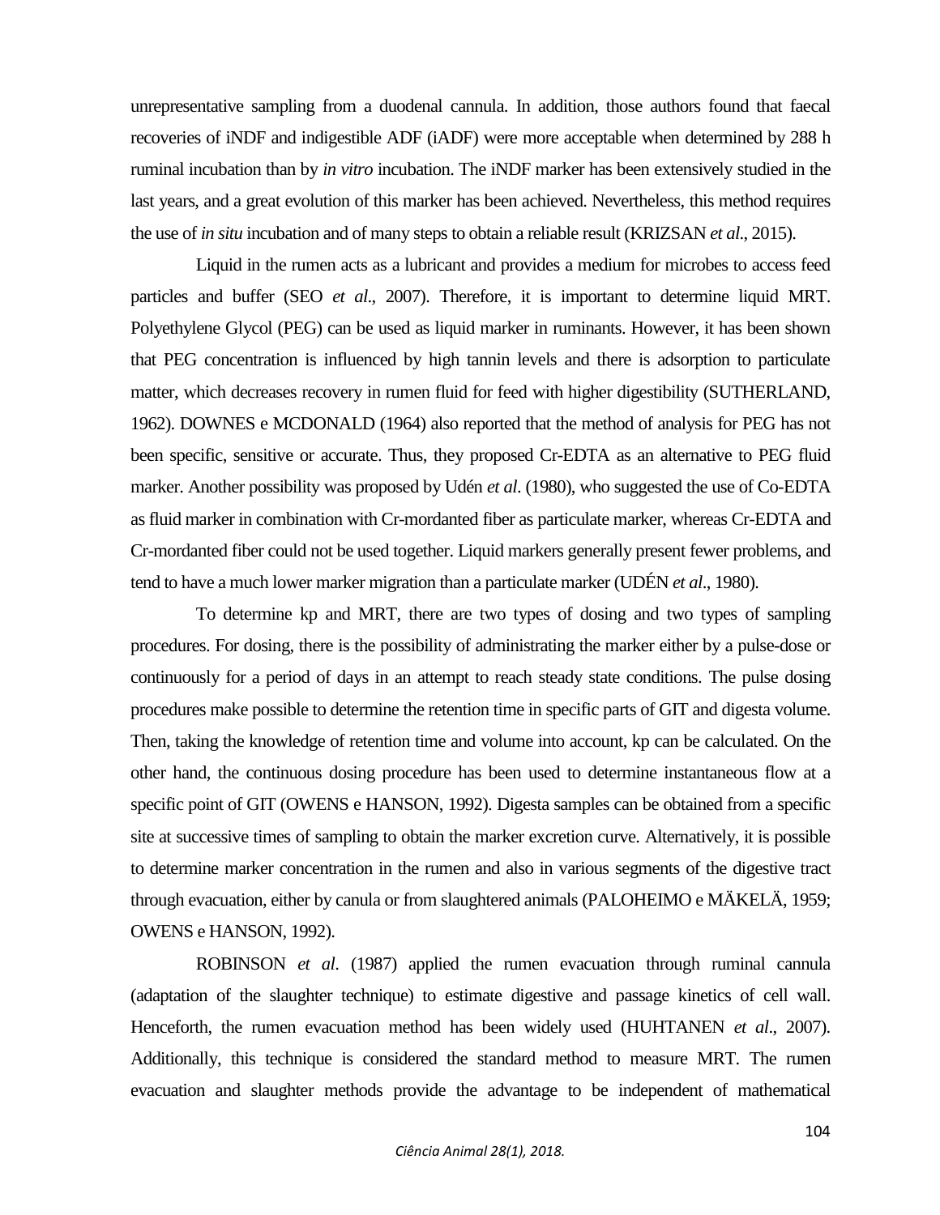unrepresentative sampling from a duodenal cannula. In addition, those authors found that faecal recoveries of iNDF and indigestible ADF (iADF) were more acceptable when determined by 288 h ruminal incubation than by *in vitro* incubation. The iNDF marker has been extensively studied in the last years, and a great evolution of this marker has been achieved. Nevertheless, this method requires the use of *in situ* incubation and of many steps to obtain a reliable result (KRIZSAN *et al*., 2015).

Liquid in the rumen acts as a lubricant and provides a medium for microbes to access feed particles and buffer (SEO *et al*., 2007). Therefore, it is important to determine liquid MRT. Polyethylene Glycol (PEG) can be used as liquid marker in ruminants. However, it has been shown that PEG concentration is influenced by high tannin levels and there is adsorption to particulate matter, which decreases recovery in rumen fluid for feed with higher digestibility (SUTHERLAND, 1962). DOWNES e MCDONALD (1964) also reported that the method of analysis for PEG has not been specific, sensitive or accurate. Thus, they proposed Cr-EDTA as an alternative to PEG fluid marker. Another possibility was proposed by Udén *et al*. (1980), who suggested the use of Co-EDTA as fluid marker in combination with Cr-mordanted fiber as particulate marker, whereas Cr-EDTA and Cr-mordanted fiber could not be used together. Liquid markers generally present fewer problems, and tend to have a much lower marker migration than a particulate marker (UDÉN *et al*., 1980).

To determine kp and MRT, there are two types of dosing and two types of sampling procedures. For dosing, there is the possibility of administrating the marker either by a pulse-dose or continuously for a period of days in an attempt to reach steady state conditions. The pulse dosing procedures make possible to determine the retention time in specific parts of GIT and digesta volume. Then, taking the knowledge of retention time and volume into account, kp can be calculated. On the other hand, the continuous dosing procedure has been used to determine instantaneous flow at a specific point of GIT (OWENS e HANSON, 1992). Digesta samples can be obtained from a specific site at successive times of sampling to obtain the marker excretion curve. Alternatively, it is possible to determine marker concentration in the rumen and also in various segments of the digestive tract through evacuation, either by canula or from slaughtered animals (PALOHEIMO e MÄKELÄ, 1959; OWENS e HANSON, 1992).

ROBINSON *et al*. (1987) applied the rumen evacuation through ruminal cannula (adaptation of the slaughter technique) to estimate digestive and passage kinetics of cell wall. Henceforth, the rumen evacuation method has been widely used (HUHTANEN *et al*., 2007). Additionally, this technique is considered the standard method to measure MRT. The rumen evacuation and slaughter methods provide the advantage to be independent of mathematical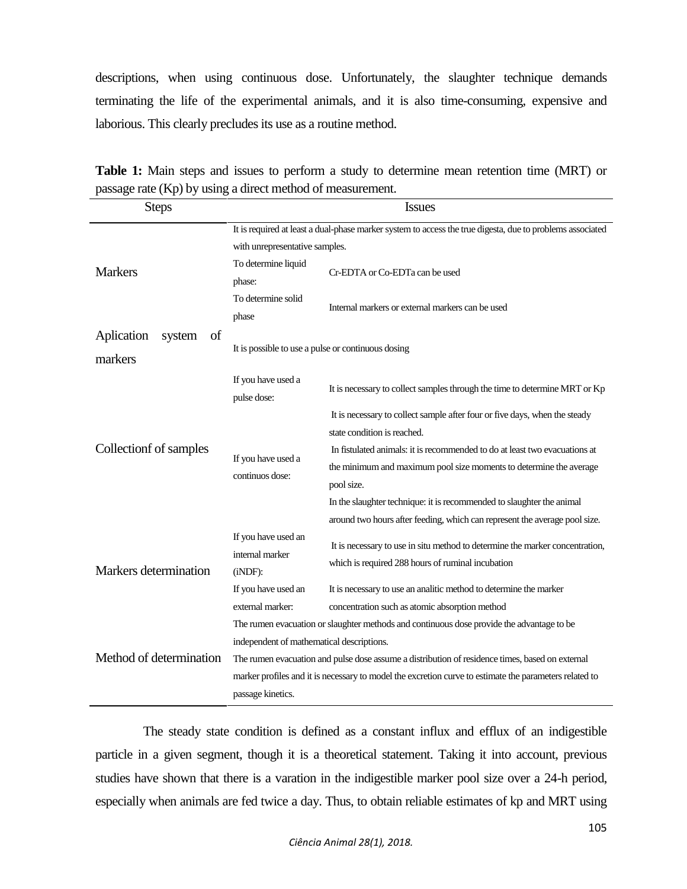descriptions, when using continuous dose. Unfortunately, the slaughter technique demands terminating the life of the experimental animals, and it is also time-consuming, expensive and laborious. This clearly precludes its use as a routine method.

**Table 1:** Main steps and issues to perform a study to determine mean retention time (MRT) or passage rate (Kp) by using a direct method of measurement.

| Steps | Issues | |
|---|---|---|
| Markers | It is required at least a dual-phase marker system to access the true digesta, due to problems associated with unrepresentative samples. | |
| | To determine liquid phase: | Cr-EDTA or Co-EDTa can be used |
| | To determine solid phase | Internal markers or external markers can be used |
| Aplication system of markers | It is possible to use a pulse or continuous dosing | |
| Collectionf of samples | If you have used a pulse dose: | It is necessary to collect samples through the time to determine MRT or Kp |
| | If you have used a continuos dose: | It is necessary to collect sample after four or five days, when the steady state condition is reached. In fistulated animals: it is recommended to do at least two evacuations at the minimum and maximum pool size moments to determine the average pool size. In the slaughter technique: it is recommended to slaughter the animal around two hours after feeding, which can represent the average pool size. |
| Markers determination | If you have used an internal marker (iNDF): | It is necessary to use in situ method to determine the marker concentration, which is required 288 hours of ruminal incubation |
| | If you have used an external marker: | It is necessary to use an analitic method to determine the marker concentration such as atomic absorption method |
| Method of determination | The rumen evacuation or slaughter methods and continuous dose provide the advantage to be independent of mathematical descriptions. The rumen evacuation and pulse dose assume a distribution of residence times, based on external marker profiles and it is necessary to model the excretion curve to estimate the parameters related to passage kinetics. | |

The steady state condition is defined as a constant influx and efflux of an indigestible particle in a given segment, though it is a theoretical statement. Taking it into account, previous studies have shown that there is a varation in the indigestible marker pool size over a 24-h period, especially when animals are fed twice a day. Thus, to obtain reliable estimates of kp and MRT using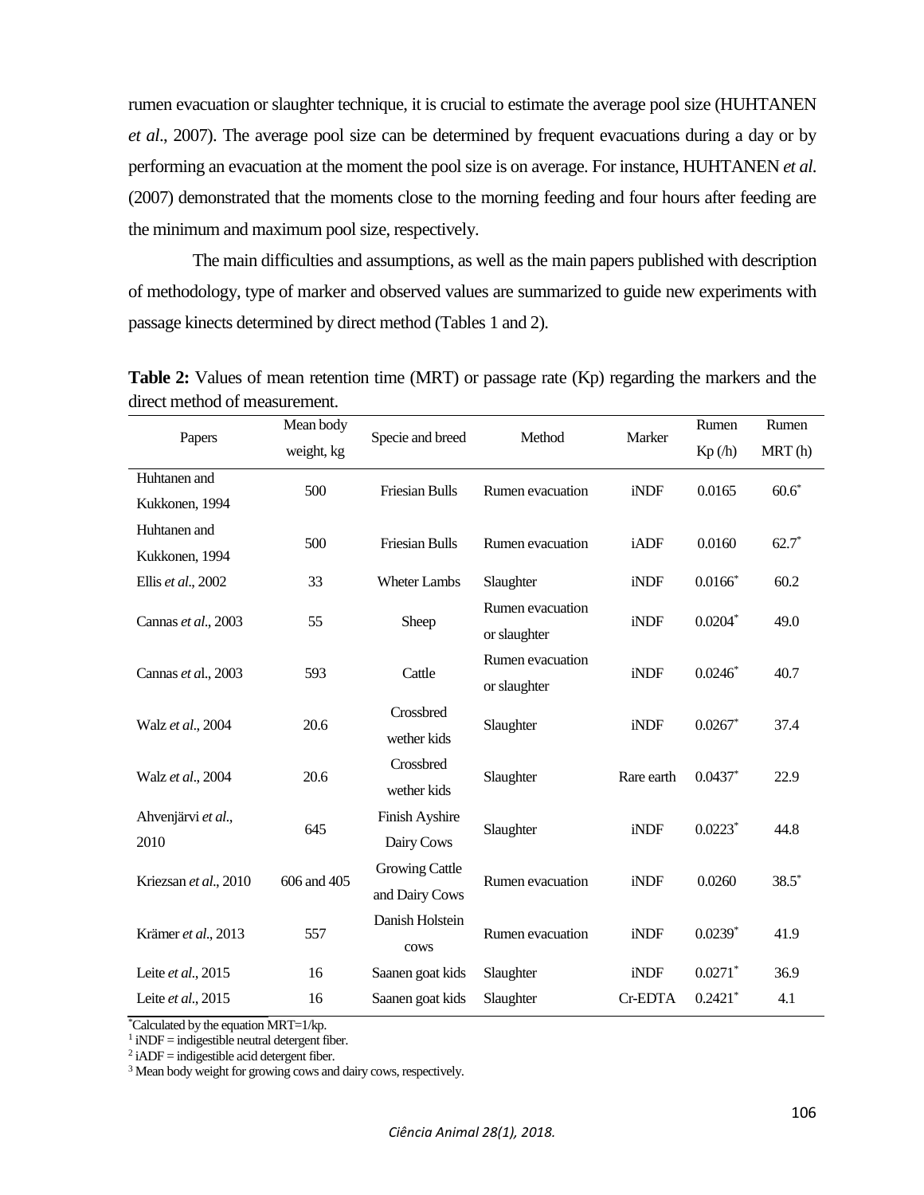rumen evacuation or slaughter technique, it is crucial to estimate the average pool size (HUHTANEN *et al*., 2007). The average pool size can be determined by frequent evacuations during a day or by performing an evacuation at the moment the pool size is on average. For instance, HUHTANEN *et al*. (2007) demonstrated that the moments close to the morning feeding and four hours after feeding are the minimum and maximum pool size, respectively.

The main difficulties and assumptions, as well as the main papers published with description of methodology, type of marker and observed values are summarized to guide new experiments with passage kinects determined by direct method (Tables 1 and 2).

**Table 2:** Values of mean retention time (MRT) or passage rate (Kp) regarding the markers and the direct method of measurement.

| Papers | Mean body weight, kg | Specie and breed | Method | Marker | Rumen Kp (/h) | Rumen MRT (h) |
|---|---|---|---|---|---|---|
| Huhtanen and Kukkonen, 1994 | 500 | Friesian Bulls | Rumen evacuation | iNDF | 0.0165 | 60.6* |
| Huhtanen and Kukkonen, 1994 | 500 | Friesian Bulls | Rumen evacuation | iADF | 0.0160 | 62.7* |
| Ellis *et al*., 2002 | 33 | Wheter Lambs | Slaughter | iNDF | 0.0166* | 60.2 |
| Cannas *et al*., 2003 | 55 | Sheep | Rumen evacuation or slaughter | iNDF | 0.0204* | 49.0 |
| Cannas *et al*., 2003 | 593 | Cattle | Rumen evacuation or slaughter | iNDF | 0.0246* | 40.7 |
| Walz *et al*., 2004 | 20.6 | Crossbred wether kids | Slaughter | iNDF | 0.0267* | 37.4 |
| Walz *et al*., 2004 | 20.6 | Crossbred wether kids | Slaughter | Rare earth | 0.0437* | 22.9 |
| Ahvenjärvi *et al*., 2010 | 645 | Finish Ayshire Dairy Cows | Slaughter | iNDF | 0.0223* | 44.8 |
| Kriezsan *et al*., 2010 | 606 and 405 | Growing Cattle and Dairy Cows | Rumen evacuation | iNDF | 0.0260 | 38.5* |
| Krämer *et al*., 2013 | 557 | Danish Holstein cows | Rumen evacuation | iNDF | 0.0239* | 41.9 |
| Leite *et al*., 2015 | 16 | Saanen goat kids | Slaughter | iNDF | 0.0271* | 36.9 |
| Leite *et al*., 2015 | 16 | Saanen goat kids | Slaughter | Cr-EDTA | 0.2421* | 4.1 |

*Calculated by the equation MRT=1/kp.
[1] iNDF = indigestible neutral detergent fiber.
[2] iADF = indigestible acid detergent fiber.
[3] Mean body weight for growing cows and dairy cows, respectively.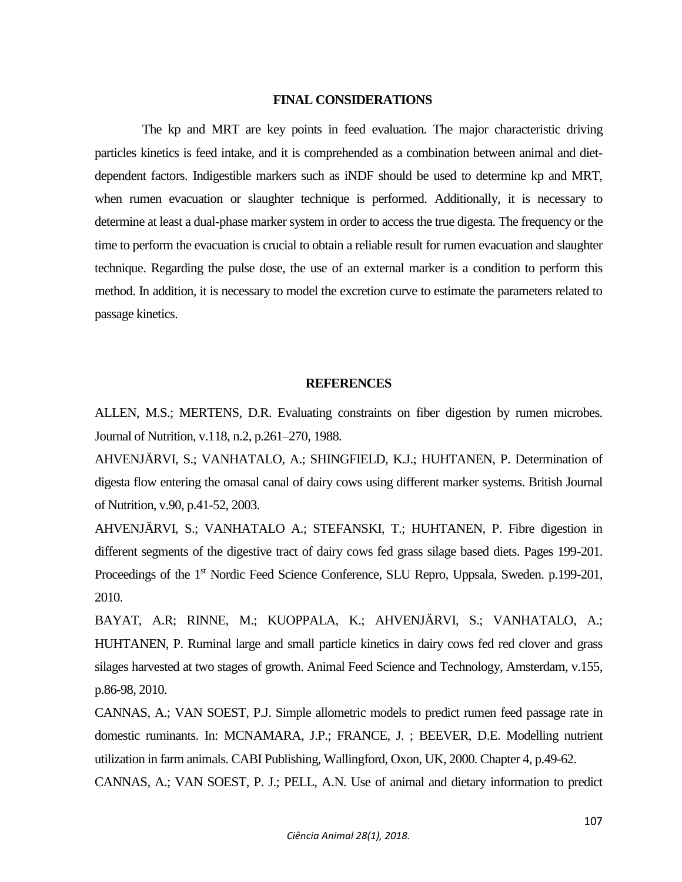## FINAL CONSIDERATIONS

The kp and MRT are key points in feed evaluation. The major characteristic driving particles kinetics is feed intake, and it is comprehended as a combination between animal and diet-dependent factors. Indigestible markers such as iNDF should be used to determine kp and MRT, when rumen evacuation or slaughter technique is performed. Additionally, it is necessary to determine at least a dual-phase marker system in order to access the true digesta. The frequency or the time to perform the evacuation is crucial to obtain a reliable result for rumen evacuation and slaughter technique. Regarding the pulse dose, the use of an external marker is a condition to perform this method. In addition, it is necessary to model the excretion curve to estimate the parameters related to passage kinetics.

## REFERENCES

ALLEN, M.S.; MERTENS, D.R. Evaluating constraints on fiber digestion by rumen microbes. Journal of Nutrition, v.118, n.2, p.261–270, 1988.

AHVENJÄRVI, S.; VANHATALO, A.; SHINGFIELD, K.J.; HUHTANEN, P. Determination of digesta flow entering the omasal canal of dairy cows using different marker systems. British Journal of Nutrition, v.90, p.41-52, 2003.

AHVENJÄRVI, S.; VANHATALO A.; STEFANSKI, T.; HUHTANEN, P. Fibre digestion in different segments of the digestive tract of dairy cows fed grass silage based diets. Pages 199-201. Proceedings of the 1st Nordic Feed Science Conference, SLU Repro, Uppsala, Sweden. p.199-201, 2010.

BAYAT, A.R; RINNE, M.; KUOPPALA, K.; AHVENJÄRVI, S.; VANHATALO, A.; HUHTANEN, P. Ruminal large and small particle kinetics in dairy cows fed red clover and grass silages harvested at two stages of growth. Animal Feed Science and Technology, Amsterdam, v.155, p.86-98, 2010.

CANNAS, A.; VAN SOEST, P.J. Simple allometric models to predict rumen feed passage rate in domestic ruminants. In: MCNAMARA, J.P.; FRANCE, J. ; BEEVER, D.E. Modelling nutrient utilization in farm animals. CABI Publishing, Wallingford, Oxon, UK, 2000. Chapter 4, p.49-62.

CANNAS, A.; VAN SOEST, P. J.; PELL, A.N. Use of animal and dietary information to predict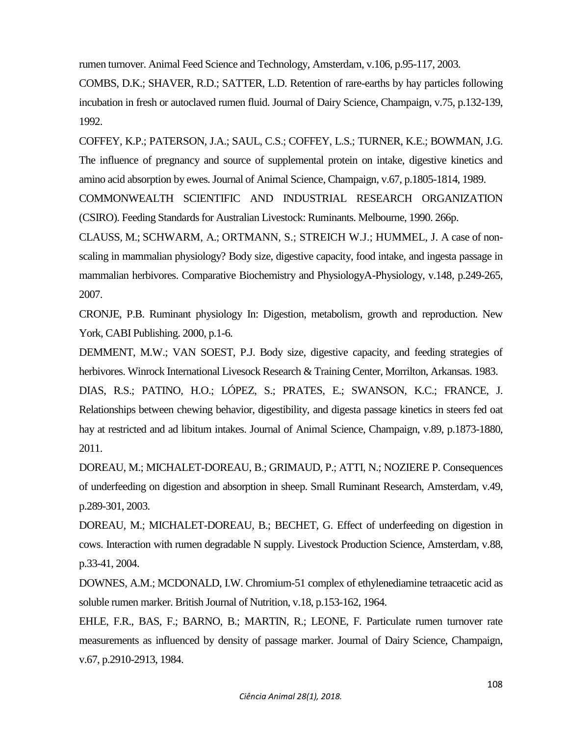rumen turnover. Animal Feed Science and Technology, Amsterdam, v.106, p.95-117, 2003.

COMBS, D.K.; SHAVER, R.D.; SATTER, L.D. Retention of rare-earths by hay particles following incubation in fresh or autoclaved rumen fluid. Journal of Dairy Science, Champaign, v.75, p.132-139, 1992.

COFFEY, K.P.; PATERSON, J.A.; SAUL, C.S.; COFFEY, L.S.; TURNER, K.E.; BOWMAN, J.G. The influence of pregnancy and source of supplemental protein on intake, digestive kinetics and amino acid absorption by ewes. Journal of Animal Science, Champaign, v.67, p.1805-1814, 1989.

COMMONWEALTH SCIENTIFIC AND INDUSTRIAL RESEARCH ORGANIZATION (CSIRO). Feeding Standards for Australian Livestock: Ruminants. Melbourne, 1990. 266p.

CLAUSS, M.; SCHWARM, A.; ORTMANN, S.; STREICH W.J.; HUMMEL, J. A case of non-scaling in mammalian physiology? Body size, digestive capacity, food intake, and ingesta passage in mammalian herbivores. Comparative Biochemistry and PhysiologyA-Physiology, v.148, p.249-265, 2007.

CRONJE, P.B. Ruminant physiology In: Digestion, metabolism, growth and reproduction. New York, CABI Publishing. 2000, p.1-6.

DEMMENT, M.W.; VAN SOEST, P.J. Body size, digestive capacity, and feeding strategies of herbivores. Winrock International Livesock Research & Training Center, Morrilton, Arkansas. 1983.

DIAS, R.S.; PATINO, H.O.; LÓPEZ, S.; PRATES, E.; SWANSON, K.C.; FRANCE, J. Relationships between chewing behavior, digestibility, and digesta passage kinetics in steers fed oat hay at restricted and ad libitum intakes. Journal of Animal Science, Champaign, v.89, p.1873-1880, 2011.

DOREAU, M.; MICHALET-DOREAU, B.; GRIMAUD, P.; ATTI, N.; NOZIERE P. Consequences of underfeeding on digestion and absorption in sheep. Small Ruminant Research, Amsterdam, v.49, p.289-301, 2003.

DOREAU, M.; MICHALET-DOREAU, B.; BECHET, G. Effect of underfeeding on digestion in cows. Interaction with rumen degradable N supply. Livestock Production Science, Amsterdam, v.88, p.33-41, 2004.

DOWNES, A.M.; MCDONALD, I.W. Chromium-51 complex of ethylenediamine tetraacetic acid as soluble rumen marker. British Journal of Nutrition, v.18, p.153-162, 1964.

EHLE, F.R., BAS, F.; BARNO, B.; MARTIN, R.; LEONE, F. Particulate rumen turnover rate measurements as influenced by density of passage marker. Journal of Dairy Science, Champaign, v.67, p.2910-2913, 1984.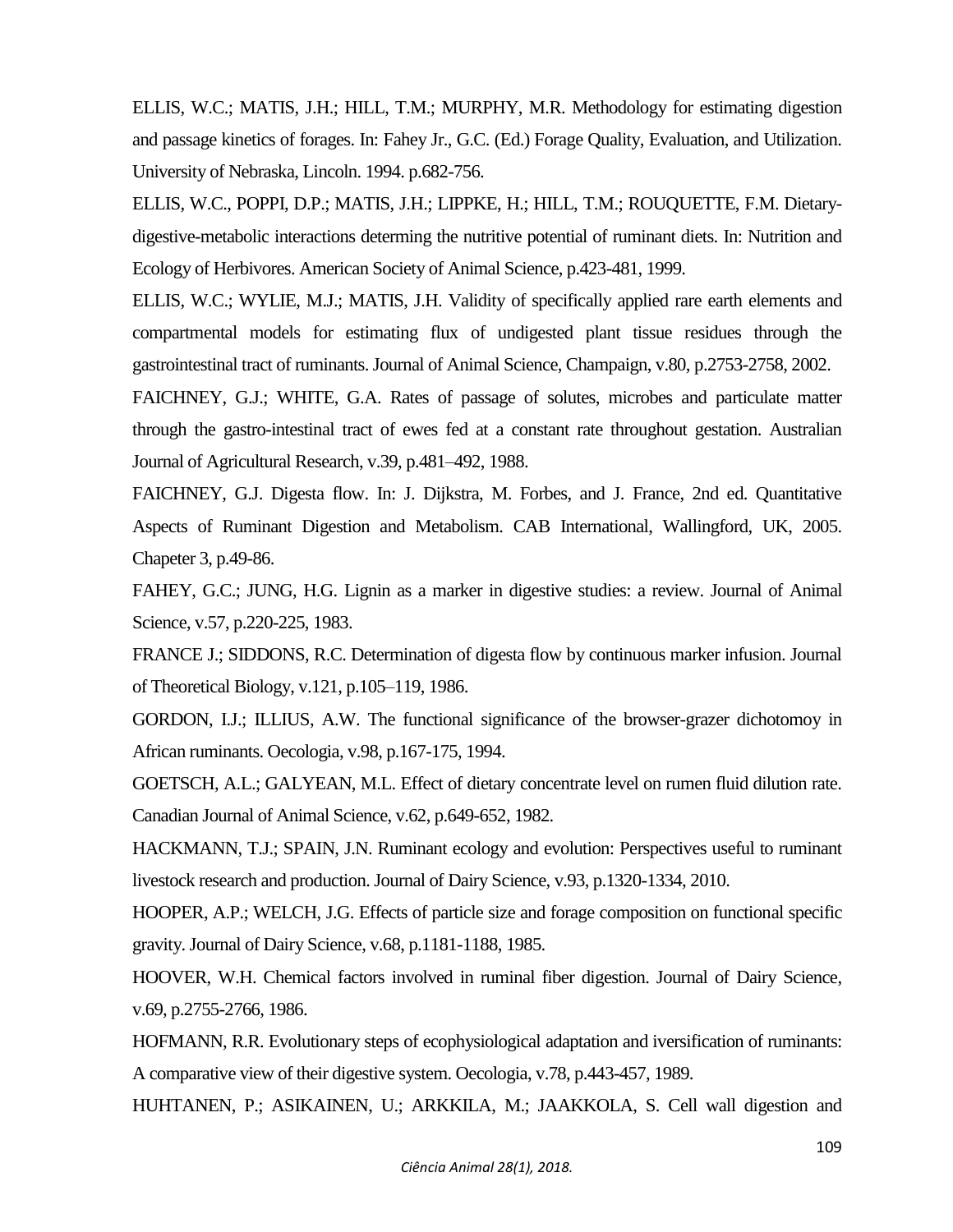ELLIS, W.C.; MATIS, J.H.; HILL, T.M.; MURPHY, M.R. Methodology for estimating digestion and passage kinetics of forages. In: Fahey Jr., G.C. (Ed.) Forage Quality, Evaluation, and Utilization. University of Nebraska, Lincoln. 1994. p.682-756.

ELLIS, W.C., POPPI, D.P.; MATIS, J.H.; LIPPKE, H.; HILL, T.M.; ROUQUETTE, F.M. Dietary-digestive-metabolic interactions determing the nutritive potential of ruminant diets. In: Nutrition and Ecology of Herbivores. American Society of Animal Science, p.423-481, 1999.

ELLIS, W.C.; WYLIE, M.J.; MATIS, J.H. Validity of specifically applied rare earth elements and compartmental models for estimating flux of undigested plant tissue residues through the gastrointestinal tract of ruminants. Journal of Animal Science, Champaign, v.80, p.2753-2758, 2002.

FAICHNEY, G.J.; WHITE, G.A. Rates of passage of solutes, microbes and particulate matter through the gastro-intestinal tract of ewes fed at a constant rate throughout gestation. Australian Journal of Agricultural Research, v.39, p.481–492, 1988.

FAICHNEY, G.J. Digesta flow. In: J. Dijkstra, M. Forbes, and J. France, 2nd ed. Quantitative Aspects of Ruminant Digestion and Metabolism. CAB International, Wallingford, UK, 2005. Chapeter 3, p.49-86.

FAHEY, G.C.; JUNG, H.G. Lignin as a marker in digestive studies: a review. Journal of Animal Science, v.57, p.220-225, 1983.

FRANCE J.; SIDDONS, R.C. Determination of digesta flow by continuous marker infusion. Journal of Theoretical Biology, v.121, p.105–119, 1986.

GORDON, I.J.; ILLIUS, A.W. The functional significance of the browser-grazer dichotomoy in African ruminants. Oecologia, v.98, p.167-175, 1994.

GOETSCH, A.L.; GALYEAN, M.L. Effect of dietary concentrate level on rumen fluid dilution rate. Canadian Journal of Animal Science, v.62, p.649-652, 1982.

HACKMANN, T.J.; SPAIN, J.N. Ruminant ecology and evolution: Perspectives useful to ruminant livestock research and production. Journal of Dairy Science, v.93, p.1320-1334, 2010.

HOOPER, A.P.; WELCH, J.G. Effects of particle size and forage composition on functional specific gravity. Journal of Dairy Science, v.68, p.1181-1188, 1985.

HOOVER, W.H. Chemical factors involved in ruminal fiber digestion. Journal of Dairy Science, v.69, p.2755-2766, 1986.

HOFMANN, R.R. Evolutionary steps of ecophysiological adaptation and iversification of ruminants: A comparative view of their digestive system. Oecologia, v.78, p.443-457, 1989.

HUHTANEN, P.; ASIKAINEN, U.; ARKKILA, M.; JAAKKOLA, S. Cell wall digestion and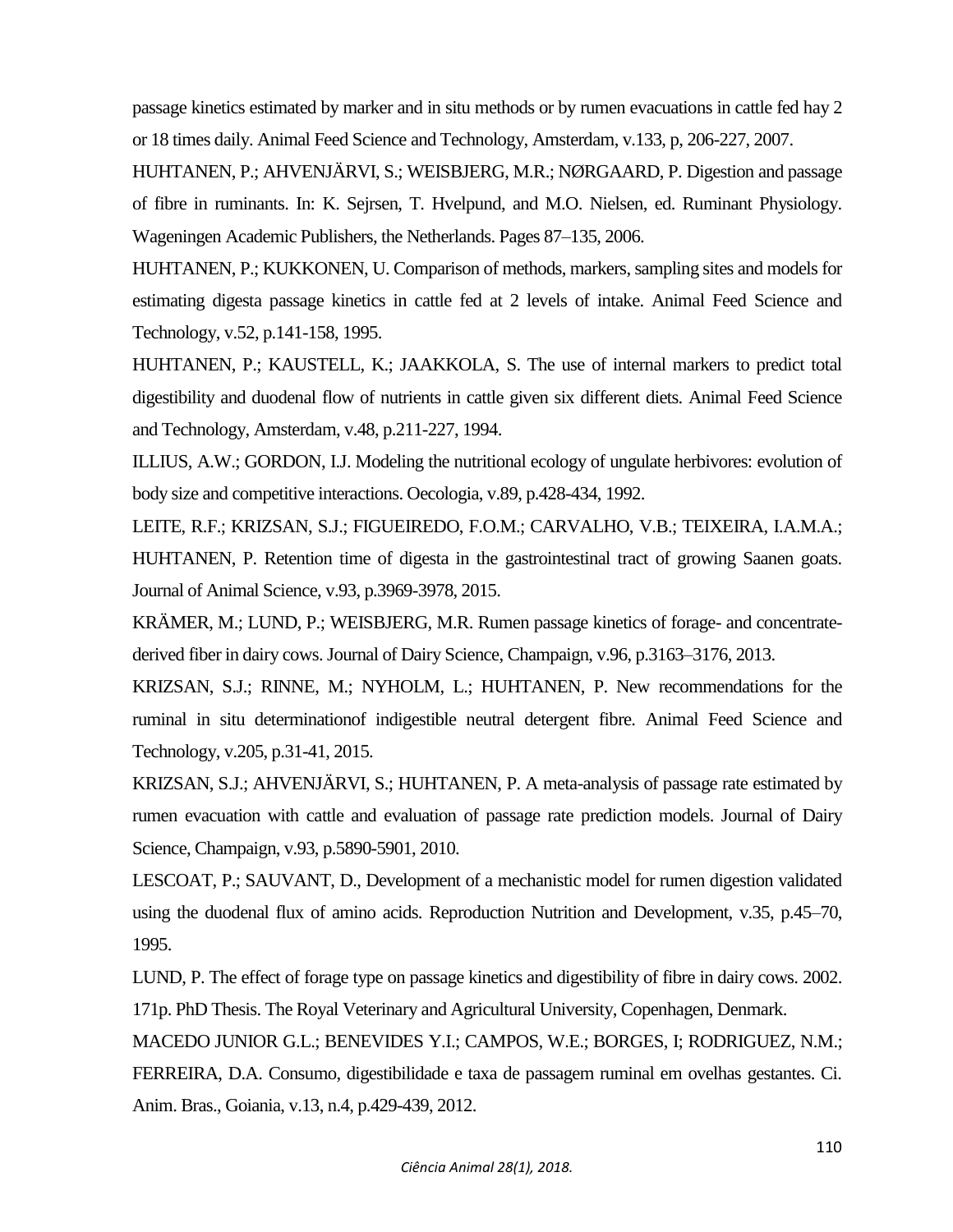passage kinetics estimated by marker and in situ methods or by rumen evacuations in cattle fed hay 2 or 18 times daily. Animal Feed Science and Technology, Amsterdam, v.133, p, 206-227, 2007.

HUHTANEN, P.; AHVENJÄRVI, S.; WEISBJERG, M.R.; NØRGAARD, P. Digestion and passage of fibre in ruminants. In: K. Sejrsen, T. Hvelpund, and M.O. Nielsen, ed. Ruminant Physiology. Wageningen Academic Publishers, the Netherlands. Pages 87–135, 2006.

HUHTANEN, P.; KUKKONEN, U. Comparison of methods, markers, sampling sites and models for estimating digesta passage kinetics in cattle fed at 2 levels of intake. Animal Feed Science and Technology, v.52, p.141-158, 1995.

HUHTANEN, P.; KAUSTELL, K.; JAAKKOLA, S. The use of internal markers to predict total digestibility and duodenal flow of nutrients in cattle given six different diets. Animal Feed Science and Technology, Amsterdam, v.48, p.211-227, 1994.

ILLIUS, A.W.; GORDON, I.J. Modeling the nutritional ecology of ungulate herbivores: evolution of body size and competitive interactions. Oecologia, v.89, p.428-434, 1992.

LEITE, R.F.; KRIZSAN, S.J.; FIGUEIREDO, F.O.M.; CARVALHO, V.B.; TEIXEIRA, I.A.M.A.; HUHTANEN, P. Retention time of digesta in the gastrointestinal tract of growing Saanen goats. Journal of Animal Science, v.93, p.3969-3978, 2015.

KRÄMER, M.; LUND, P.; WEISBJERG, M.R. Rumen passage kinetics of forage- and concentrate-derived fiber in dairy cows. Journal of Dairy Science, Champaign, v.96, p.3163–3176, 2013.

KRIZSAN, S.J.; RINNE, M.; NYHOLM, L.; HUHTANEN, P. New recommendations for the ruminal in situ determinationof indigestible neutral detergent fibre. Animal Feed Science and Technology, v.205, p.31-41, 2015.

KRIZSAN, S.J.; AHVENJÄRVI, S.; HUHTANEN, P. A meta-analysis of passage rate estimated by rumen evacuation with cattle and evaluation of passage rate prediction models. Journal of Dairy Science, Champaign, v.93, p.5890-5901, 2010.

LESCOAT, P.; SAUVANT, D., Development of a mechanistic model for rumen digestion validated using the duodenal flux of amino acids. Reproduction Nutrition and Development, v.35, p.45–70, 1995.

LUND, P. The effect of forage type on passage kinetics and digestibility of fibre in dairy cows. 2002. 171p. PhD Thesis. The Royal Veterinary and Agricultural University, Copenhagen, Denmark.

MACEDO JUNIOR G.L.; BENEVIDES Y.I.; CAMPOS, W.E.; BORGES, I; RODRIGUEZ, N.M.; FERREIRA, D.A. Consumo, digestibilidade e taxa de passagem ruminal em ovelhas gestantes. Ci. Anim. Bras., Goiania, v.13, n.4, p.429-439, 2012.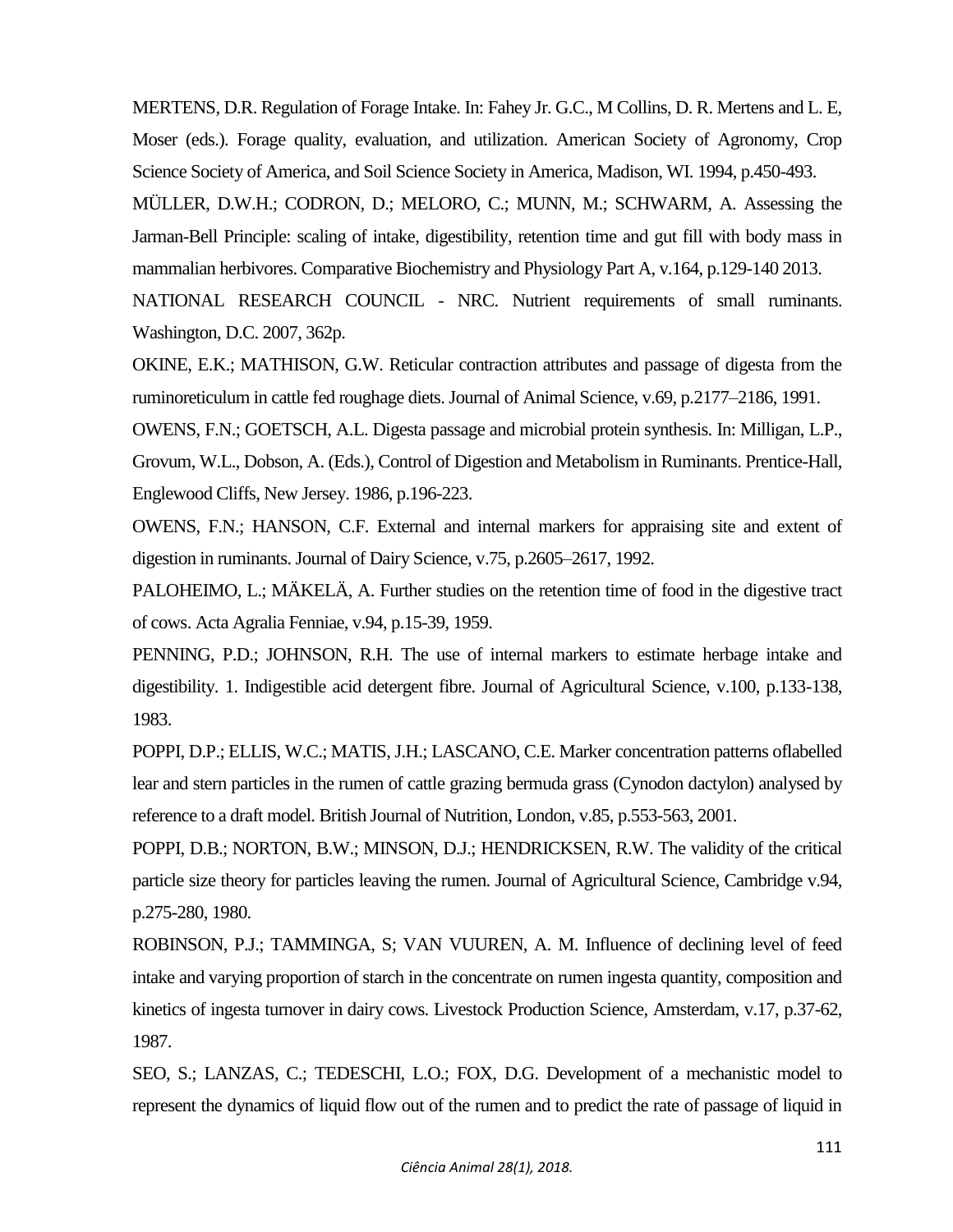MERTENS, D.R. Regulation of Forage Intake. In: Fahey Jr. G.C., M Collins, D. R. Mertens and L. E, Moser (eds.). Forage quality, evaluation, and utilization. American Society of Agronomy, Crop Science Society of America, and Soil Science Society in America, Madison, WI. 1994, p.450-493.

MÜLLER, D.W.H.; CODRON, D.; MELORO, C.; MUNN, M.; SCHWARM, A. Assessing the Jarman-Bell Principle: scaling of intake, digestibility, retention time and gut fill with body mass in mammalian herbivores. Comparative Biochemistry and Physiology Part A, v.164, p.129-140 2013.

NATIONAL RESEARCH COUNCIL - NRC. Nutrient requirements of small ruminants. Washington, D.C. 2007, 362p.

OKINE, E.K.; MATHISON, G.W. Reticular contraction attributes and passage of digesta from the ruminoreticulum in cattle fed roughage diets. Journal of Animal Science, v.69, p.2177–2186, 1991.

OWENS, F.N.; GOETSCH, A.L. Digesta passage and microbial protein synthesis. In: Milligan, L.P., Grovum, W.L., Dobson, A. (Eds.), Control of Digestion and Metabolism in Ruminants. Prentice-Hall, Englewood Cliffs, New Jersey. 1986, p.196-223.

OWENS, F.N.; HANSON, C.F. External and internal markers for appraising site and extent of digestion in ruminants. Journal of Dairy Science, v.75, p.2605–2617, 1992.

PALOHEIMO, L.; MÄKELÄ, A. Further studies on the retention time of food in the digestive tract of cows. Acta Agralia Fenniae, v.94, p.15-39, 1959.

PENNING, P.D.; JOHNSON, R.H. The use of internal markers to estimate herbage intake and digestibility. 1. Indigestible acid detergent fibre. Journal of Agricultural Science, v.100, p.133-138, 1983.

POPPI, D.P.; ELLIS, W.C.; MATIS, J.H.; LASCANO, C.E. Marker concentration patterns oflabelled lear and stern particles in the rumen of cattle grazing bermuda grass (Cynodon dactylon) analysed by reference to a draft model. British Journal of Nutrition, London, v.85, p.553-563, 2001.

POPPI, D.B.; NORTON, B.W.; MINSON, D.J.; HENDRICKSEN, R.W. The validity of the critical particle size theory for particles leaving the rumen. Journal of Agricultural Science, Cambridge v.94, p.275-280, 1980.

ROBINSON, P.J.; TAMMINGA, S; VAN VUUREN, A. M. Influence of declining level of feed intake and varying proportion of starch in the concentrate on rumen ingesta quantity, composition and kinetics of ingesta turnover in dairy cows. Livestock Production Science, Amsterdam, v.17, p.37-62, 1987.

SEO, S.; LANZAS, C.; TEDESCHI, L.O.; FOX, D.G. Development of a mechanistic model to represent the dynamics of liquid flow out of the rumen and to predict the rate of passage of liquid in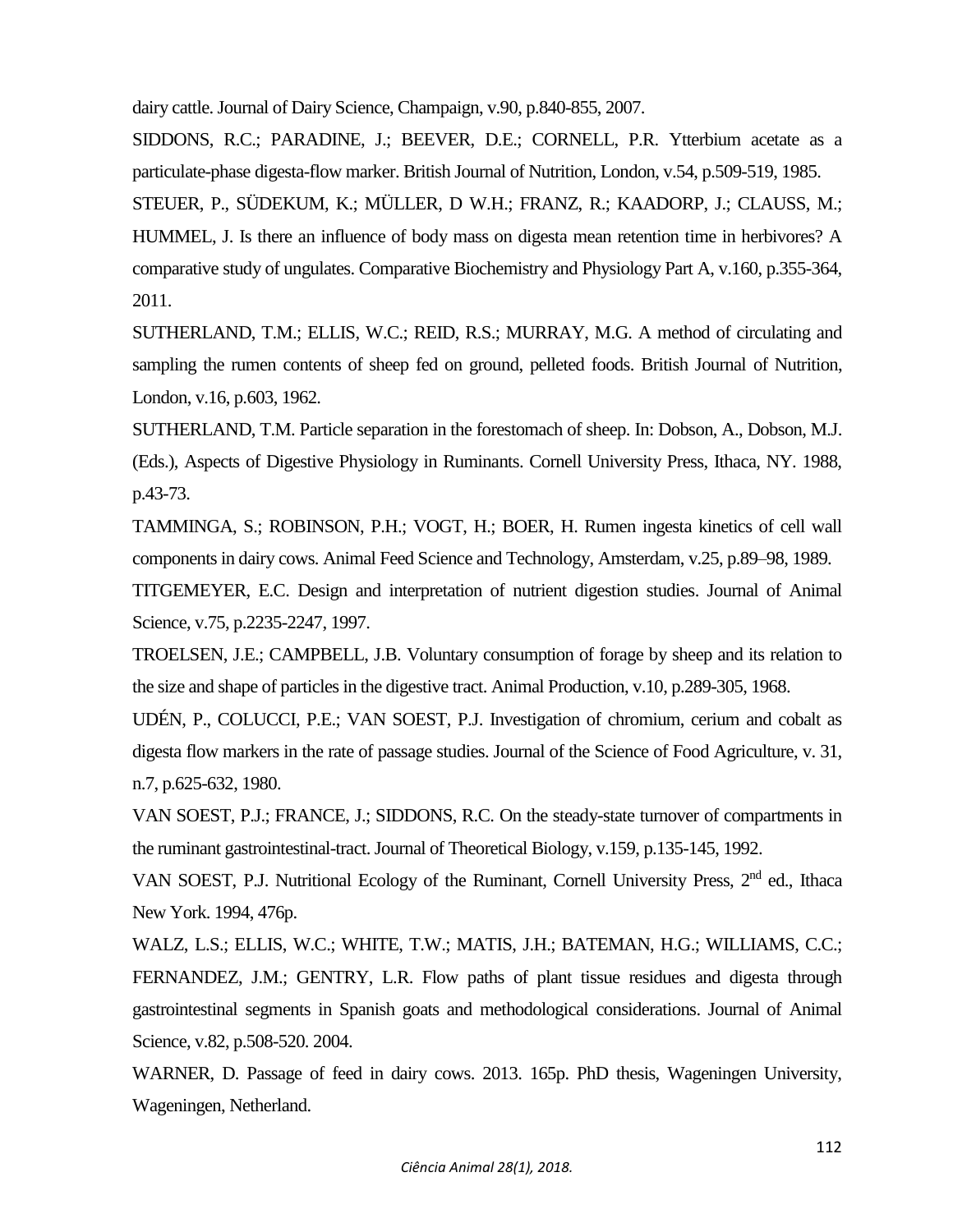dairy cattle. Journal of Dairy Science, Champaign, v.90, p.840-855, 2007.

SIDDONS, R.C.; PARADINE, J.; BEEVER, D.E.; CORNELL, P.R. Ytterbium acetate as a particulate-phase digesta-flow marker. British Journal of Nutrition, London, v.54, p.509-519, 1985.

STEUER, P., SÜDEKUM, K.; MÜLLER, D W.H.; FRANZ, R.; KAADORP, J.; CLAUSS, M.; HUMMEL, J. Is there an influence of body mass on digesta mean retention time in herbivores? A comparative study of ungulates. Comparative Biochemistry and Physiology Part A, v.160, p.355-364, 2011.

SUTHERLAND, T.M.; ELLIS, W.C.; REID, R.S.; MURRAY, M.G. A method of circulating and sampling the rumen contents of sheep fed on ground, pelleted foods. British Journal of Nutrition, London, v.16, p.603, 1962.

SUTHERLAND, T.M. Particle separation in the forestomach of sheep. In: Dobson, A., Dobson, M.J. (Eds.), Aspects of Digestive Physiology in Ruminants. Cornell University Press, Ithaca, NY. 1988, p.43-73.

TAMMINGA, S.; ROBINSON, P.H.; VOGT, H.; BOER, H. Rumen ingesta kinetics of cell wall components in dairy cows. Animal Feed Science and Technology, Amsterdam, v.25, p.89–98, 1989.

TITGEMEYER, E.C. Design and interpretation of nutrient digestion studies. Journal of Animal Science, v.75, p.2235-2247, 1997.

TROELSEN, J.E.; CAMPBELL, J.B. Voluntary consumption of forage by sheep and its relation to the size and shape of particles in the digestive tract. Animal Production, v.10, p.289-305, 1968.

UDÉN, P., COLUCCI, P.E.; VAN SOEST, P.J. Investigation of chromium, cerium and cobalt as digesta flow markers in the rate of passage studies. Journal of the Science of Food Agriculture, v. 31, n.7, p.625-632, 1980.

VAN SOEST, P.J.; FRANCE, J.; SIDDONS, R.C. On the steady-state turnover of compartments in the ruminant gastrointestinal-tract. Journal of Theoretical Biology, v.159, p.135-145, 1992.

VAN SOEST, P.J. Nutritional Ecology of the Ruminant, Cornell University Press, 2nd ed., Ithaca New York. 1994, 476p.

WALZ, L.S.; ELLIS, W.C.; WHITE, T.W.; MATIS, J.H.; BATEMAN, H.G.; WILLIAMS, C.C.; FERNANDEZ, J.M.; GENTRY, L.R. Flow paths of plant tissue residues and digesta through gastrointestinal segments in Spanish goats and methodological considerations. Journal of Animal Science, v.82, p.508-520. 2004.

WARNER, D. Passage of feed in dairy cows. 2013. 165p. PhD thesis, Wageningen University, Wageningen, Netherland.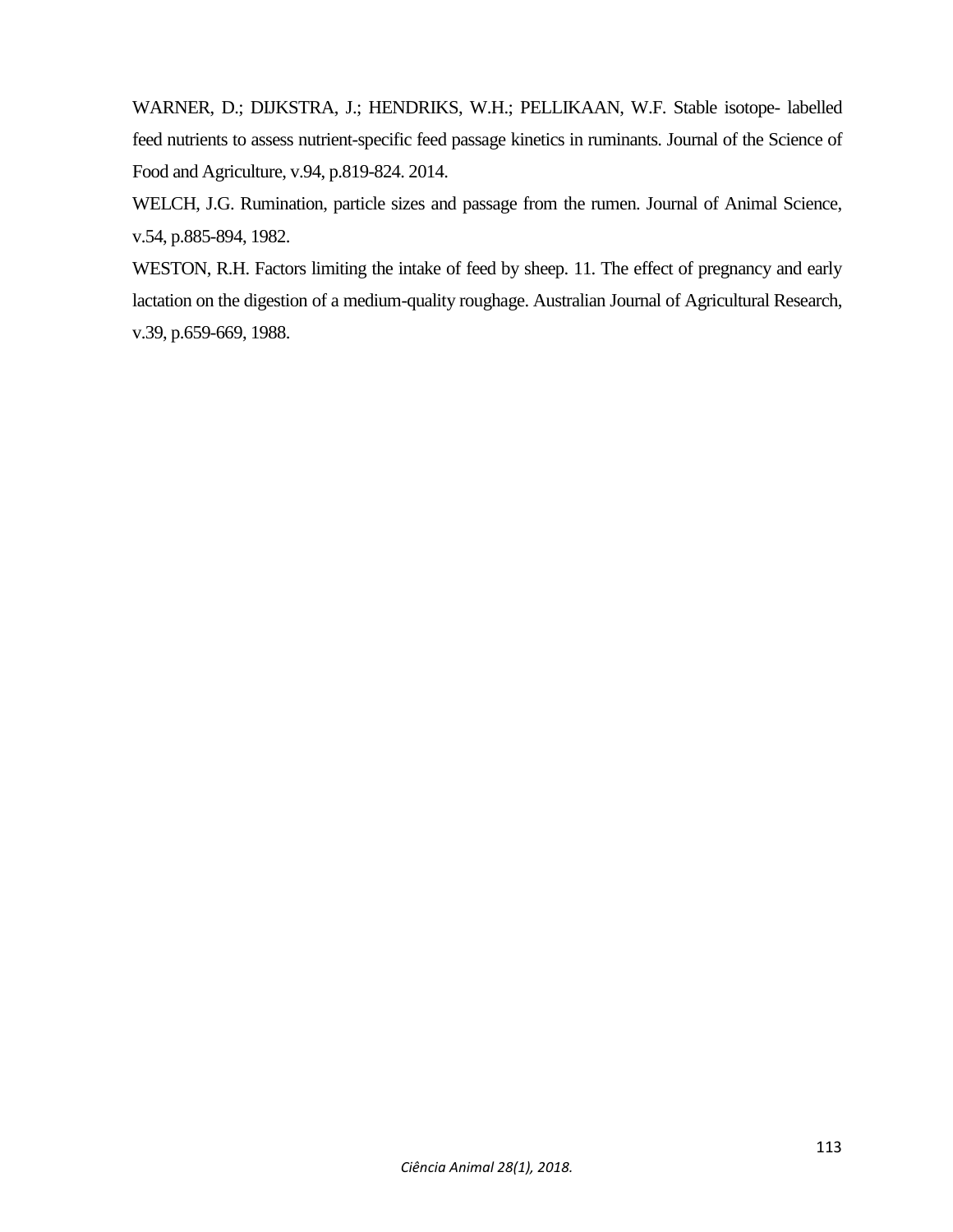WARNER, D.; DIJKSTRA, J.; HENDRIKS, W.H.; PELLIKAAN, W.F. Stable isotope- labelled feed nutrients to assess nutrient-specific feed passage kinetics in ruminants. Journal of the Science of Food and Agriculture, v.94, p.819-824. 2014.

WELCH, J.G. Rumination, particle sizes and passage from the rumen. Journal of Animal Science, v.54, p.885-894, 1982.

WESTON, R.H. Factors limiting the intake of feed by sheep. 11. The effect of pregnancy and early lactation on the digestion of a medium-quality roughage. Australian Journal of Agricultural Research, v.39, p.659-669, 1988.